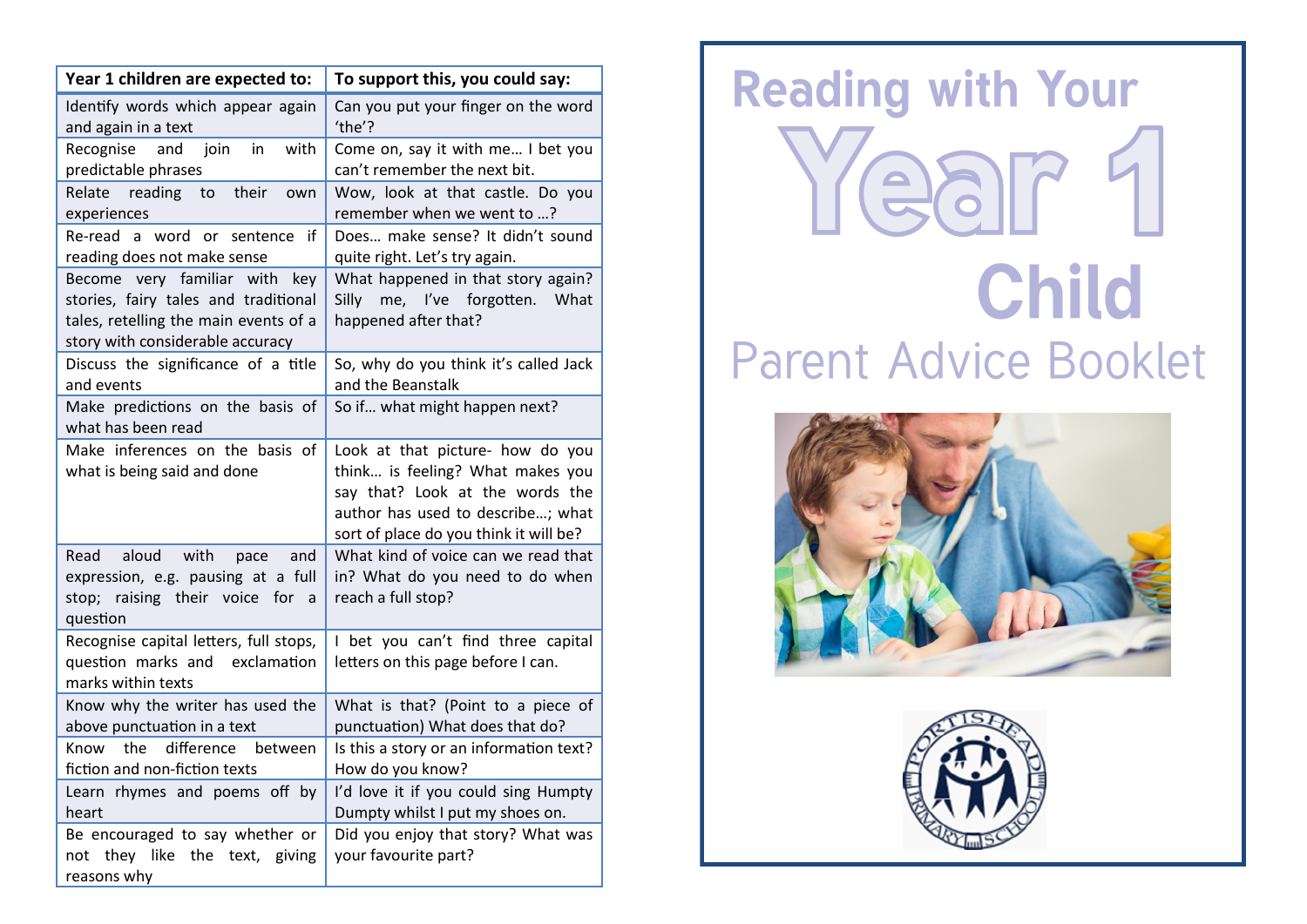| Year 1 children are expected to: | To support this, you could say: |
|---|---|
| Identify words which appear again and again in a text | Can you put your finger on the word 'the'? |
| Recognise and join in with predictable phrases | Come on, say it with me… I bet you can't remember the next bit. |
| Relate reading to their own experiences | Wow, look at that castle. Do you remember when we went to …? |
| Re-read a word or sentence if reading does not make sense | Does… make sense? It didn't sound quite right. Let's try again. |
| Become very familiar with key stories, fairy tales and traditional tales, retelling the main events of a story with considerable accuracy | What happened in that story again? Silly me, I've forgotten. What happened after that? |
| Discuss the significance of a title and events | So, why do you think it's called Jack and the Beanstalk |
| Make predictions on the basis of what has been read | So if… what might happen next? |
| Make inferences on the basis of what is being said and done | Look at that picture- how do you think… is feeling? What makes you say that? Look at the words the author has used to describe…; what sort of place do you think it will be? |
| Read aloud with pace and expression, e.g. pausing at a full stop; raising their voice for a question | What kind of voice can we read that in? What do you need to do when reach a full stop? |
| Recognise capital letters, full stops, question marks and exclamation marks within texts | I bet you can't find three capital letters on this page before I can. |
| Know why the writer has used the above punctuation in a text | What is that? (Point to a piece of punctuation) What does that do? |
| Know the difference between fiction and non-fiction texts | Is this a story or an information text? How do you know? |
| Learn rhymes and poems off by heart | I'd love it if you could sing Humpty Dumpty whilst I put my shoes on. |
| Be encouraged to say whether or not they like the text, giving reasons why | Did you enjoy that story? What was your favourite part? |

# Reading with Your Year 1 Child

## Parent Advice Booklet

PORTISHEAD PRIMARY SCHOOL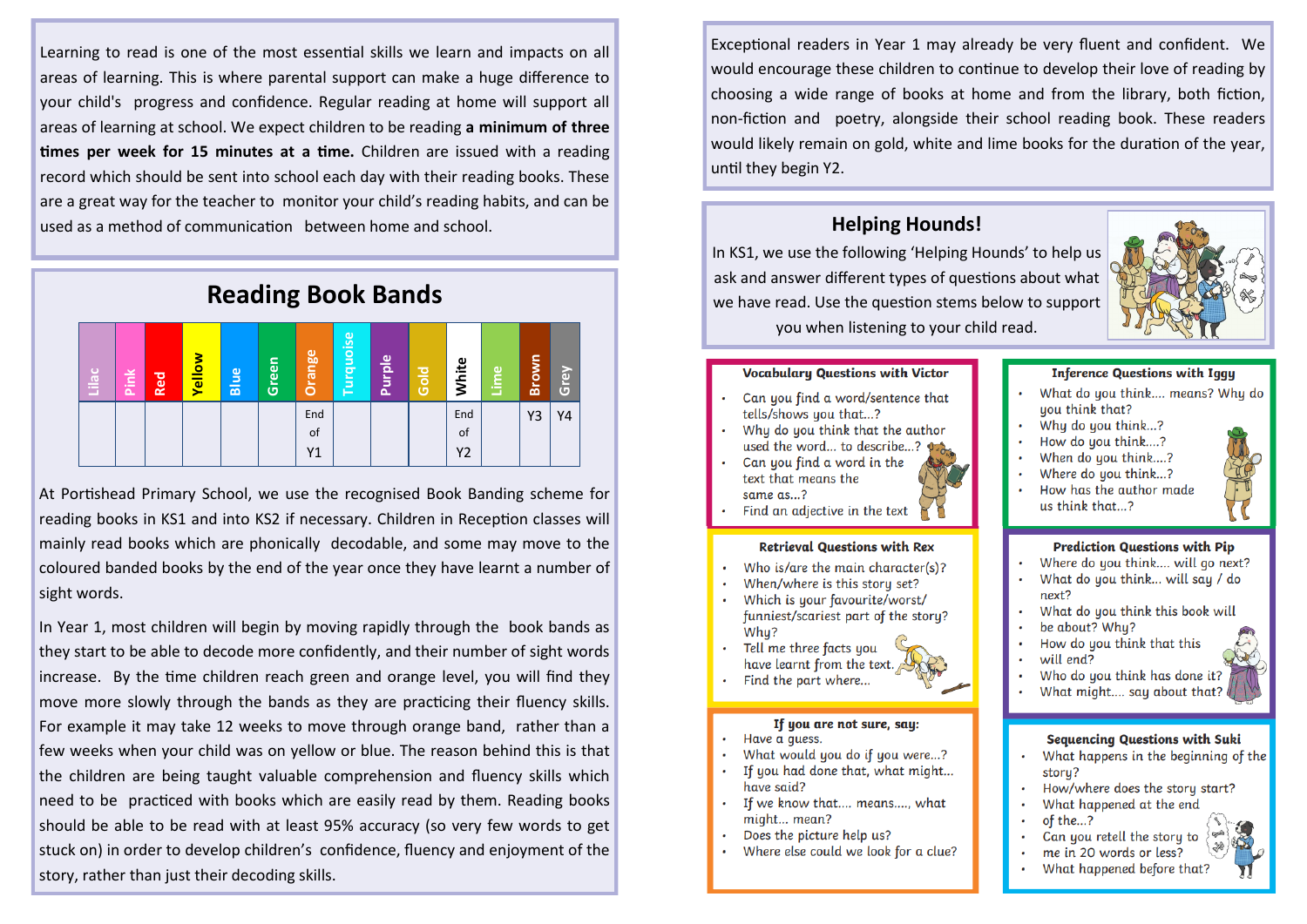Learning to read is one of the most essential skills we learn and impacts on all areas of learning. This is where parental support can make a huge difference to your child's progress and confidence. Regular reading at home will support all areas of learning at school. We expect children to be reading **a minimum of three times per week for 15 minutes at a time.** Children are issued with a reading record which should be sent into school each day with their reading books. These are a great way for the teacher to monitor your child's reading habits, and can be used as a method of communication between home and school.

## Reading Book Bands

| Lilac | Pink | Red | Yellow | Blue | Green | Orange | Turquoise | Purple | Gold | White | Lime | Brown | Grey |
|---|---|---|---|---|---|---|---|---|---|---|---|---|---|
| | | | | | | End of Y1 | | | | End of Y2 | | Y3 | Y4 |

At Portishead Primary School, we use the recognised Book Banding scheme for reading books in KS1 and into KS2 if necessary. Children in Reception classes will mainly read books which are phonically decodable, and some may move to the coloured banded books by the end of the year once they have learnt a number of sight words.

In Year 1, most children will begin by moving rapidly through the book bands as they start to be able to decode more confidently, and their number of sight words increase. By the time children reach green and orange level, you will find they move more slowly through the bands as they are practicing their fluency skills. For example it may take 12 weeks to move through orange band, rather than a few weeks when your child was on yellow or blue. The reason behind this is that the children are being taught valuable comprehension and fluency skills which need to be practiced with books which are easily read by them. Reading books should be able to be read with at least 95% accuracy (so very few words to get stuck on) in order to develop children's confidence, fluency and enjoyment of the story, rather than just their decoding skills.

Exceptional readers in Year 1 may already be very fluent and confident. We would encourage these children to continue to develop their love of reading by choosing a wide range of books at home and from the library, both fiction, non-fiction and poetry, alongside their school reading book. These readers would likely remain on gold, white and lime books for the duration of the year, until they begin Y2.

## Helping Hounds!

In KS1, we use the following 'Helping Hounds' to help us ask and answer different types of questions about what we have read. Use the question stems below to support you when listening to your child read.

### Vocabulary Questions with Victor

- Can you find a word/sentence that tells/shows you that...?
- Why do you think that the author used the word... to describe...?
- Can you find a word in the text that means the same as...?
- Find an adjective in the text

### Inference Questions with Iggy

- What do you think.... means? Why do you think that?
- Why do you think...?
- How do you think....?
- When do you think....?
- Where do you think...?
- How has the author made us think that...?

### Retrieval Questions with Rex

- Who is/are the main character(s)?
- When/where is this story set?
- Which is your favourite/worst/ funniest/scariest part of the story? Why?
- Tell me three facts you have learnt from the text.
- Find the part where...

### Prediction Questions with Pip

- Where do you think.... will go next?
- What do you think... will say / do next?
- What do you think this book will be about? Why?
- How do you think that this will end?
- Who do you think has done it?
- What might.... say about that?

### If you are not sure, say:

- Have a guess.
- What would you do if you were...?
- If you had done that, what might... have said?
- If we know that.... means...., what might... mean?
- Does the picture help us?
- Where else could we look for a clue?

### Sequencing Questions with Suki

- What happens in the beginning of the story?
- How/where does the story start?
- What happened at the end of the...?
- Can you retell the story to me in 20 words or less?
- What happened before that?